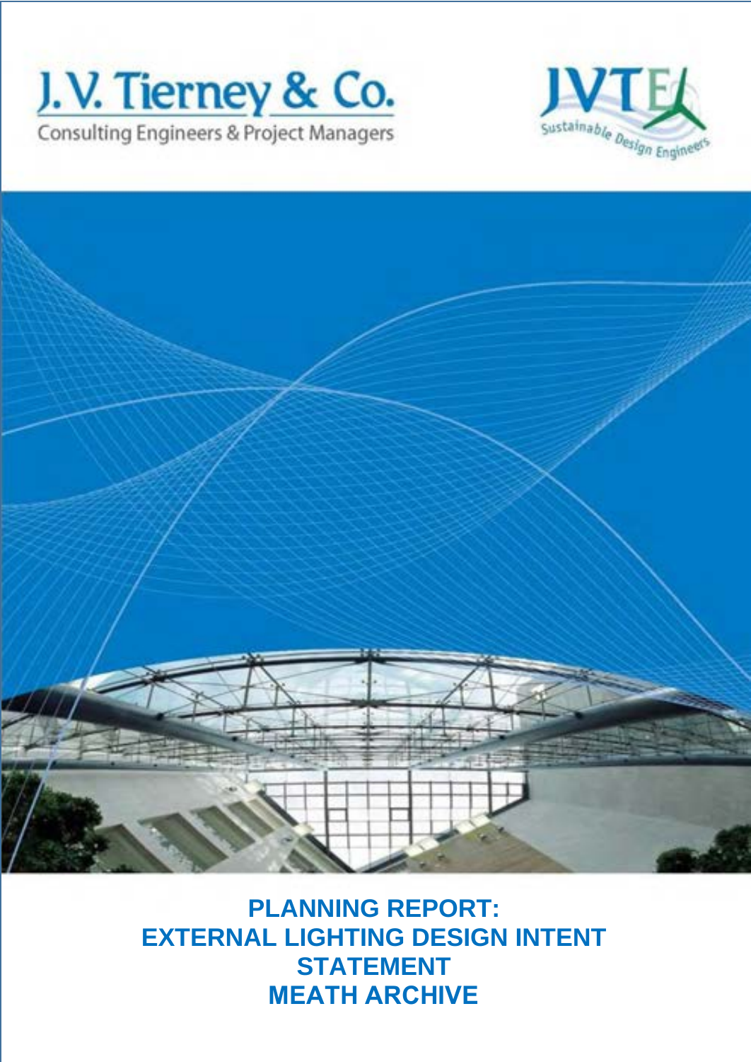J.V. Tierney & Co.

Consulting Engineers & Project Managers

JVTE

Sustainable Design Engineers

# PLANNING REPORT: EXTERNAL LIGHTING DESIGN INTENT STATEMENT MEATH ARCHIVE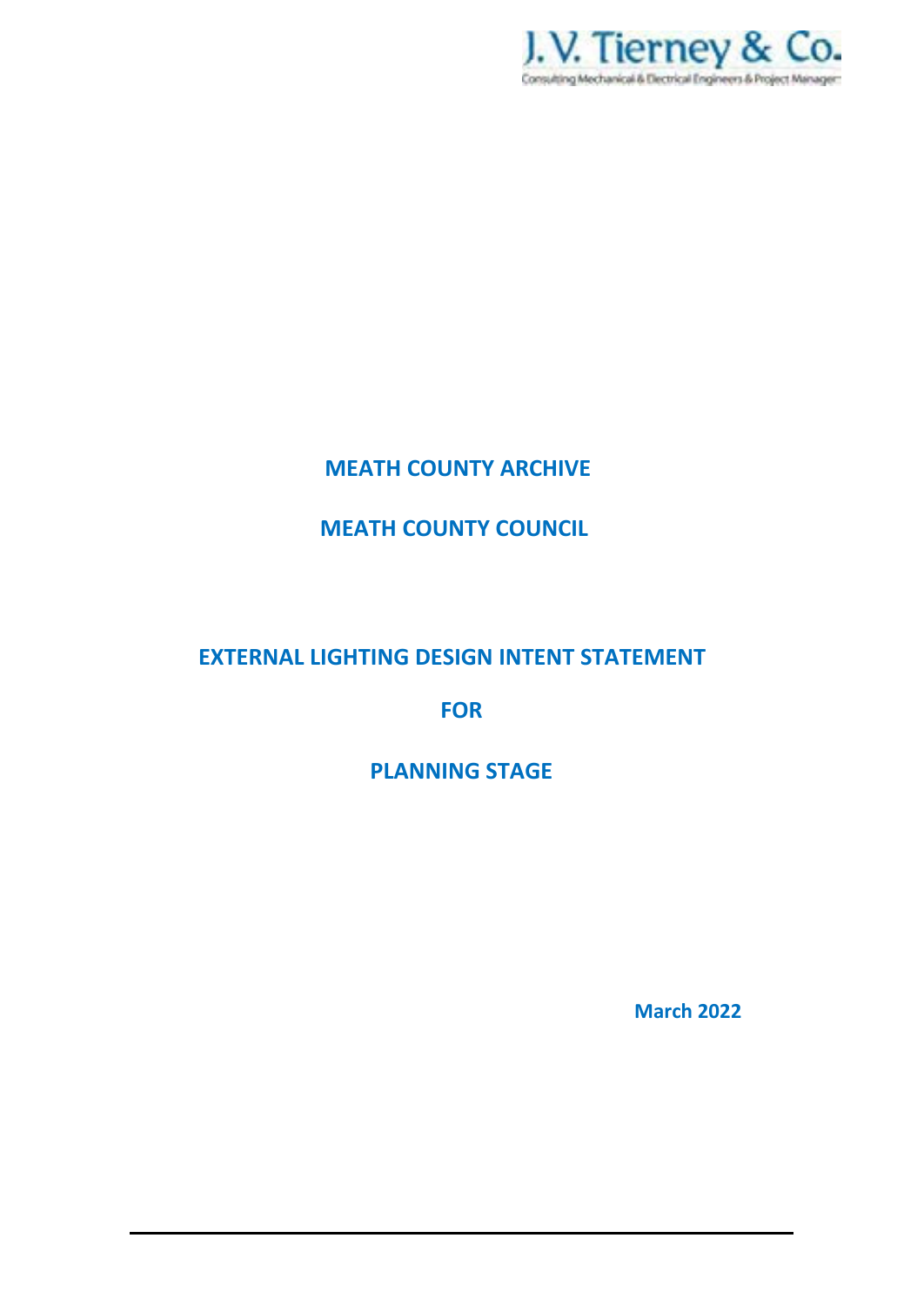J.V. Tierney & Co.

Consulting Mechanical & Electrical Engineers & Project Managers

# MEATH COUNTY ARCHIVE

# MEATH COUNTY COUNCIL

# EXTERNAL LIGHTING DESIGN INTENT STATEMENT

# FOR

# PLANNING STAGE

**March 2022**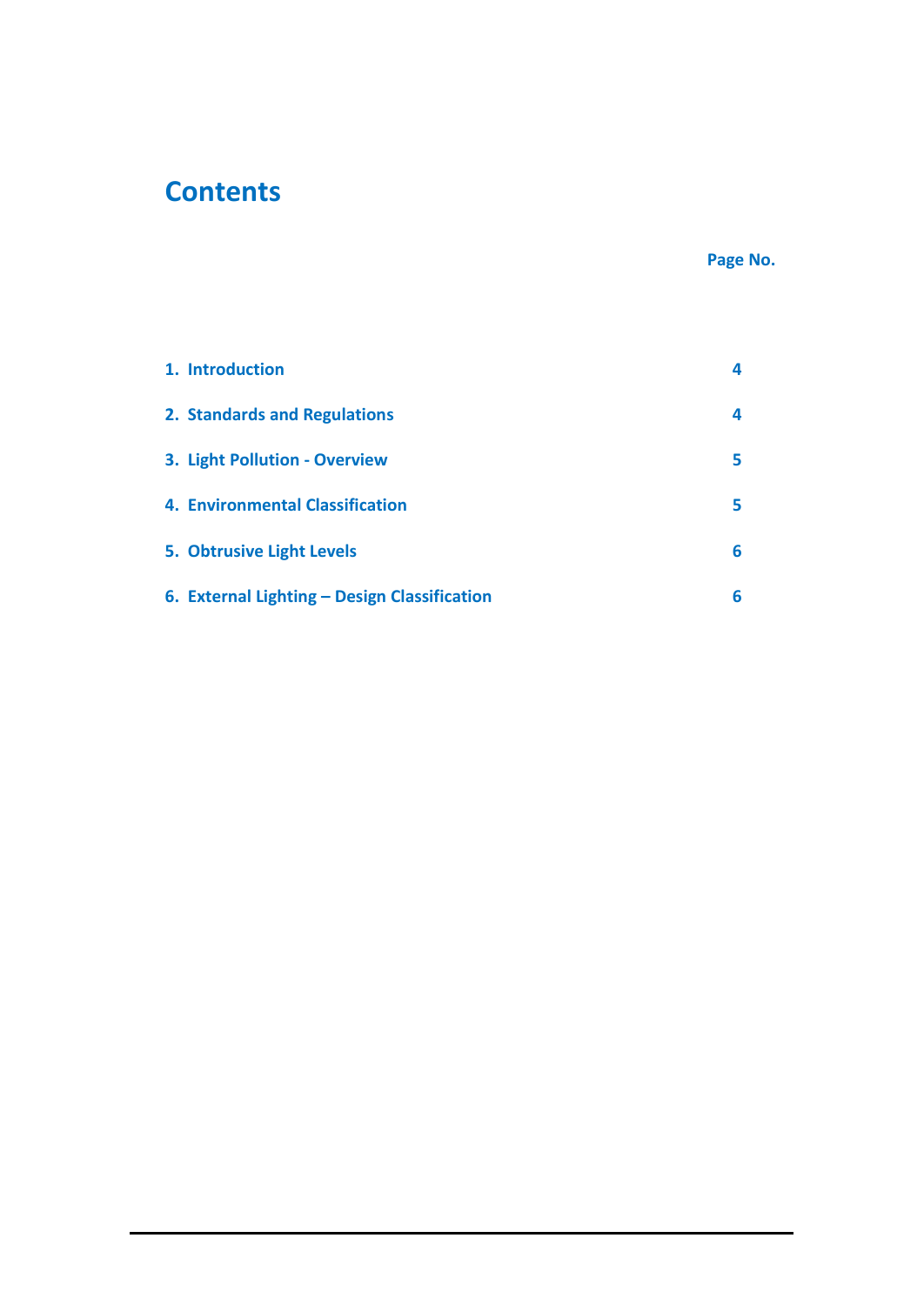# Contents

| | Page No. |
|---|---|
| 1. Introduction | 4 |
| 2. Standards and Regulations | 4 |
| 3. Light Pollution - Overview | 5 |
| 4. Environmental Classification | 5 |
| 5. Obtrusive Light Levels | 6 |
| 6. External Lighting – Design Classification | 6 |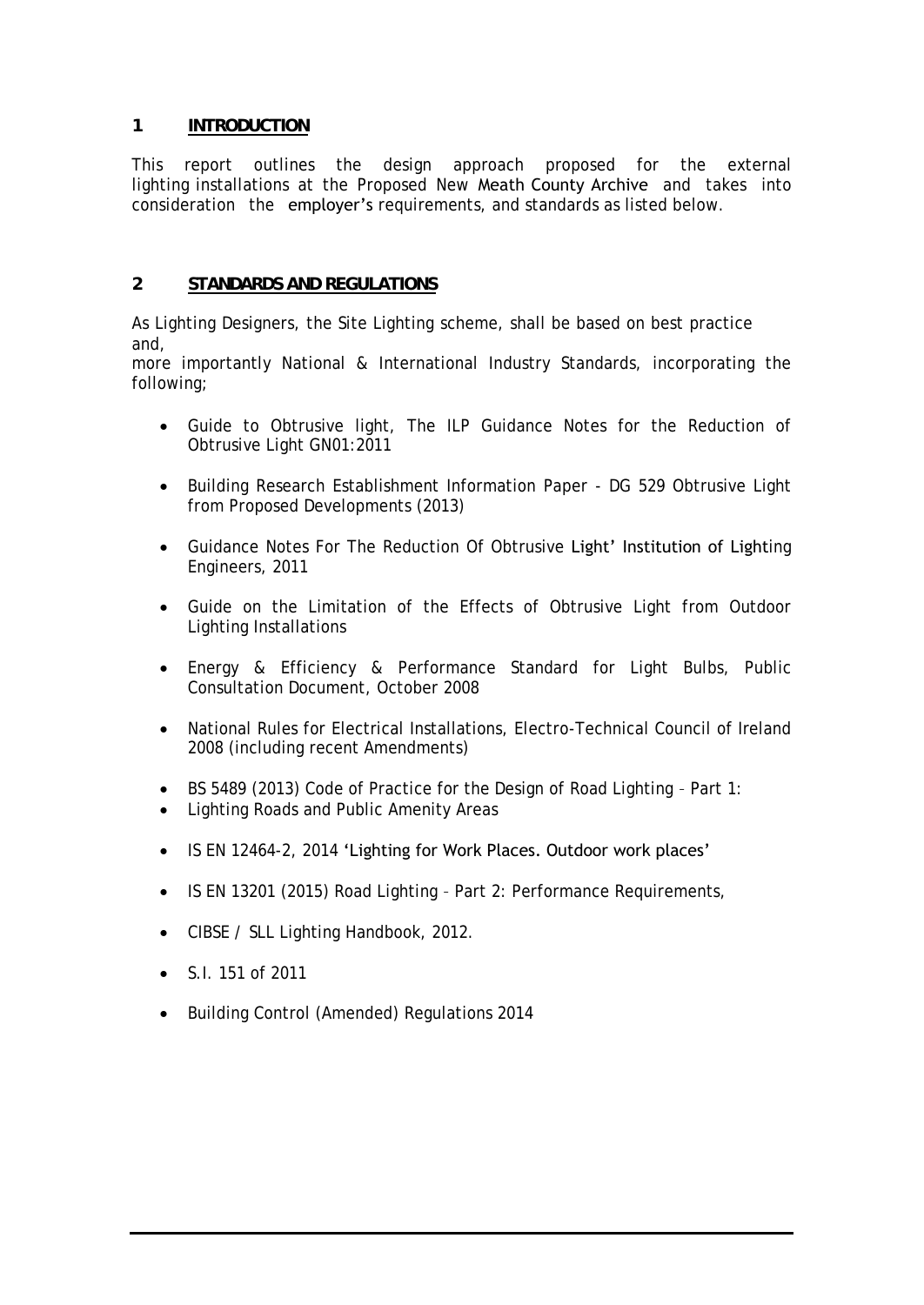# 1 INTRODUCTION

This report outlines the design approach proposed for the external lighting installations at the Proposed New Meath County Archive and takes into consideration the employer's requirements, and standards as listed below.

# 2 STANDARDS AND REGULATIONS

As Lighting Designers, the Site Lighting scheme, shall be based on best practice and,
more importantly National & International Industry Standards, incorporating the following;

- Guide to Obtrusive light, The ILP Guidance Notes for the Reduction of Obtrusive Light GN01:2011
- Building Research Establishment Information Paper - DG 529 Obtrusive Light from Proposed Developments (2013)
- Guidance Notes For The Reduction Of Obtrusive Light' Institution of Lighting Engineers, 2011
- Guide on the Limitation of the Effects of Obtrusive Light from Outdoor Lighting Installations
- Energy & Efficiency & Performance Standard for Light Bulbs, Public Consultation Document, October 2008
- National Rules for Electrical Installations, Electro-Technical Council of Ireland 2008 (including recent Amendments)
- BS 5489 (2013) Code of Practice for the Design of Road Lighting – Part 1:
- Lighting Roads and Public Amenity Areas
- IS EN 12464-2, 2014 'Lighting for Work Places. Outdoor work places'
- IS EN 13201 (2015) Road Lighting – Part 2: Performance Requirements,
- CIBSE / SLL Lighting Handbook, 2012.
- S.I. 151 of 2011
- Building Control (Amended) Regulations 2014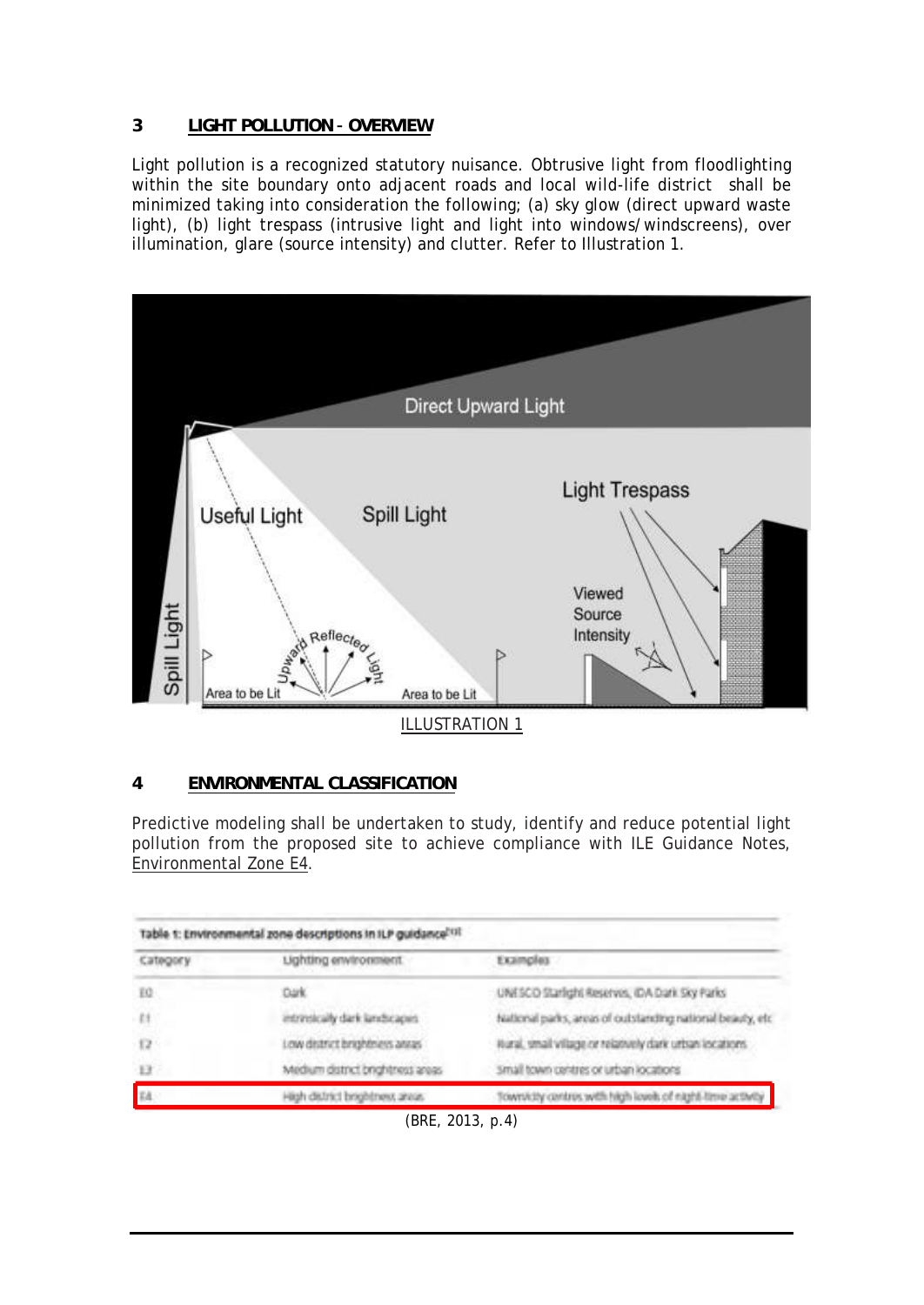## 3 LIGHT POLLUTION - OVERVIEW

Light pollution is a recognized statutory nuisance. Obtrusive light from floodlighting within the site boundary onto adjacent roads and local wild-life district shall be minimized taking into consideration the following; (a) sky glow (direct upward waste light), (b) light trespass (intrusive light and light into windows/windscreens), over illumination, glare (source intensity) and clutter. Refer to Illustration 1.

ILLUSTRATION 1

## 4 ENVIRONMENTAL CLASSIFICATION

Predictive modeling shall be undertaken to study, identify and reduce potential light pollution from the proposed site to achieve compliance with ILE Guidance Notes, Environmental Zone E4.

Table 1: Environmental zone descriptions in ILP guidance[13]

| Category | Lighting environment | Examples |
|---|---|---|
| E0 | Dark | UNESCO Starlight Reserves, IDA Dark Sky Parks |
| E1 | Intrinsically dark landscapes | National parks, areas of outstanding national beauty, etc |
| E2 | Low district brightness areas | Rural, small village or relatively dark urban locations |
| E3 | Medium district brightness areas | Small town centres or urban locations |
| E4 | High district brightness areas | Town/city centres with high levels of night-time activity |

(BRE, 2013, p.4)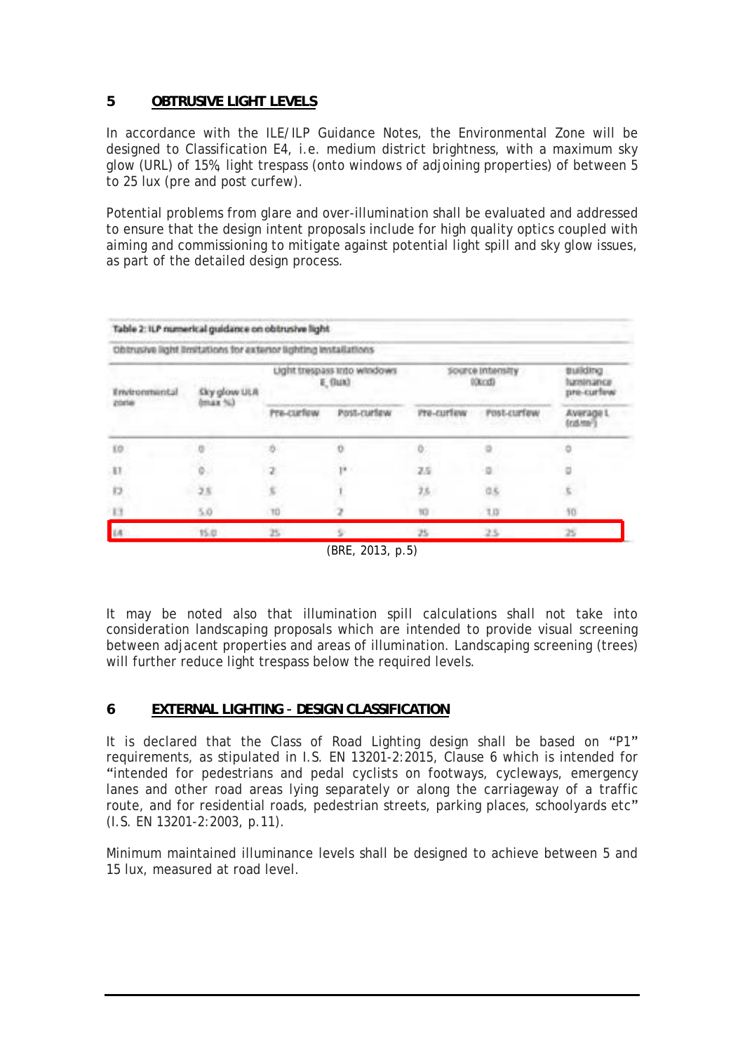## 5 OBTRUSIVE LIGHT LEVELS

In accordance with the ILE/ILP Guidance Notes, the Environmental Zone will be designed to Classification E4, i.e. medium district brightness, with a maximum sky glow (URL) of 15%, light trespass (onto windows of adjoining properties) of between 5 to 25 lux (pre and post curfew).

Potential problems from glare and over-illumination shall be evaluated and addressed to ensure that the design intent proposals include for high quality optics coupled with aiming and commissioning to mitigate against potential light spill and sky glow issues, as part of the detailed design process.

**Table 2: ILP numerical guidance on obtrusive light**

Obtrusive light limitations for exterior lighting installations

| Environmental zone | Sky glow ULR (max %) | Light trespass into windows $E_v$ (lux) | | Source intensity I (kcd) | | Building luminance pre-curfew |
|---|---|---|---|---|---|---|
| | | Pre-curfew | Post-curfew | Pre-curfew | Post-curfew | Average L (cd/m²) |
| E0 | 0 | 0 | 0 | 0 | 0 | 0 |
| E1 | 0 | 2 | 1* | 2.5 | 0 | 0 |
| E2 | 2.5 | 5 | 1 | 7.5 | 0.5 | 5 |
| E3 | 5.0 | 10 | 2 | 10 | 1.0 | 10 |
| E4 | 15.0 | 25 | 5 | 25 | 2.5 | 25 |

(BRE, 2013, p.5)

It may be noted also that illumination spill calculations shall not take into consideration landscaping proposals which are intended to provide visual screening between adjacent properties and areas of illumination. Landscaping screening (trees) will further reduce light trespass below the required levels.

## 6 EXTERNAL LIGHTING - DESIGN CLASSIFICATION

It is declared that the Class of Road Lighting design shall be based on "P1" requirements, as stipulated in I.S. EN 13201-2:2015, Clause 6 which is intended for "intended for pedestrians and pedal cyclists on footways, cycleways, emergency lanes and other road areas lying separately or along the carriageway of a traffic route, and for residential roads, pedestrian streets, parking places, schoolyards etc" (I.S. EN 13201-2:2003, p.11).

Minimum maintained illuminance levels shall be designed to achieve between 5 and 15 lux, measured at road level.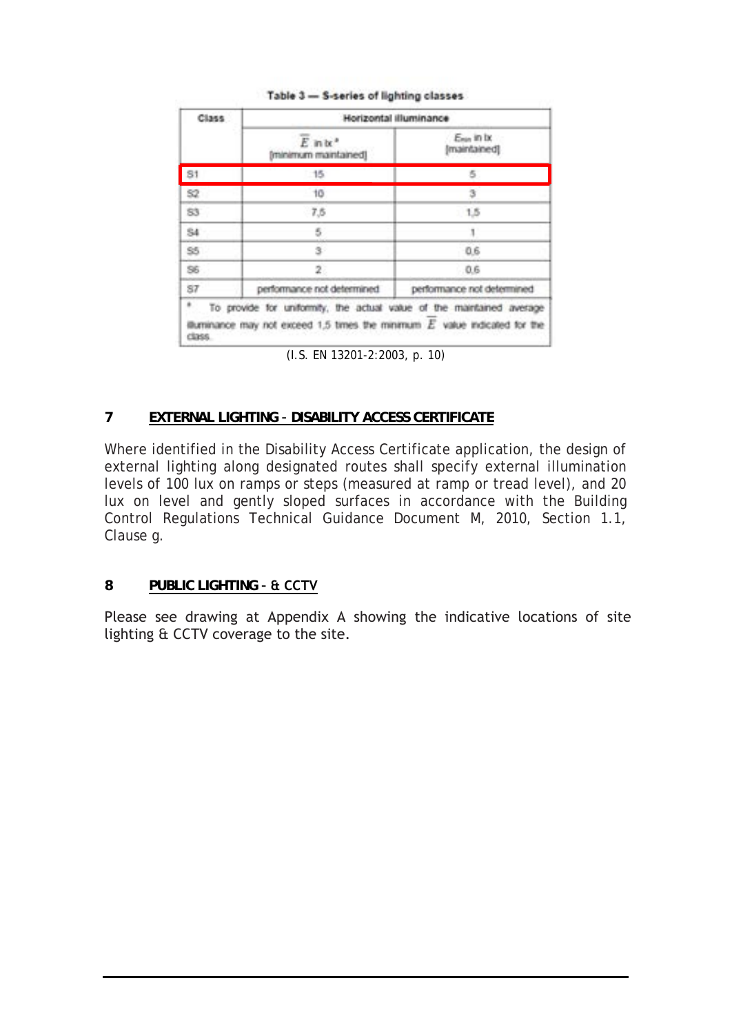Table 3 — S-series of lighting classes

| Class | Horizontal illuminance | |
|---|---|---|
| | $\overline{E}$ in lx [a] [minimum maintained] | $E_{min}$ in lx [maintained] |
| S1 | 15 | 5 |
| S2 | 10 | 3 |
| S3 | 7,5 | 1,5 |
| S4 | 5 | 1 |
| S5 | 3 | 0,6 |
| S6 | 2 | 0,6 |
| S7 | performance not determined | performance not determined |

[a] To provide for uniformity, the actual value of the maintained average illuminance may not exceed 1,5 times the minimum $\overline{E}$ value indicated for the class.

(I.S. EN 13201-2:2003, p. 10)

## 7 EXTERNAL LIGHTING - DISABILITY ACCESS CERTIFICATE

Where identified in the Disability Access Certificate application, the design of external lighting along designated routes shall specify external illumination levels of 100 lux on ramps or steps (measured at ramp or tread level), and 20 lux on level and gently sloped surfaces in accordance with the Building Control Regulations Technical Guidance Document M, 2010, Section 1.1, Clause g.

## 8 PUBLIC LIGHTING - & CCTV

Please see drawing at Appendix A showing the indicative locations of site lighting & CCTV coverage to the site.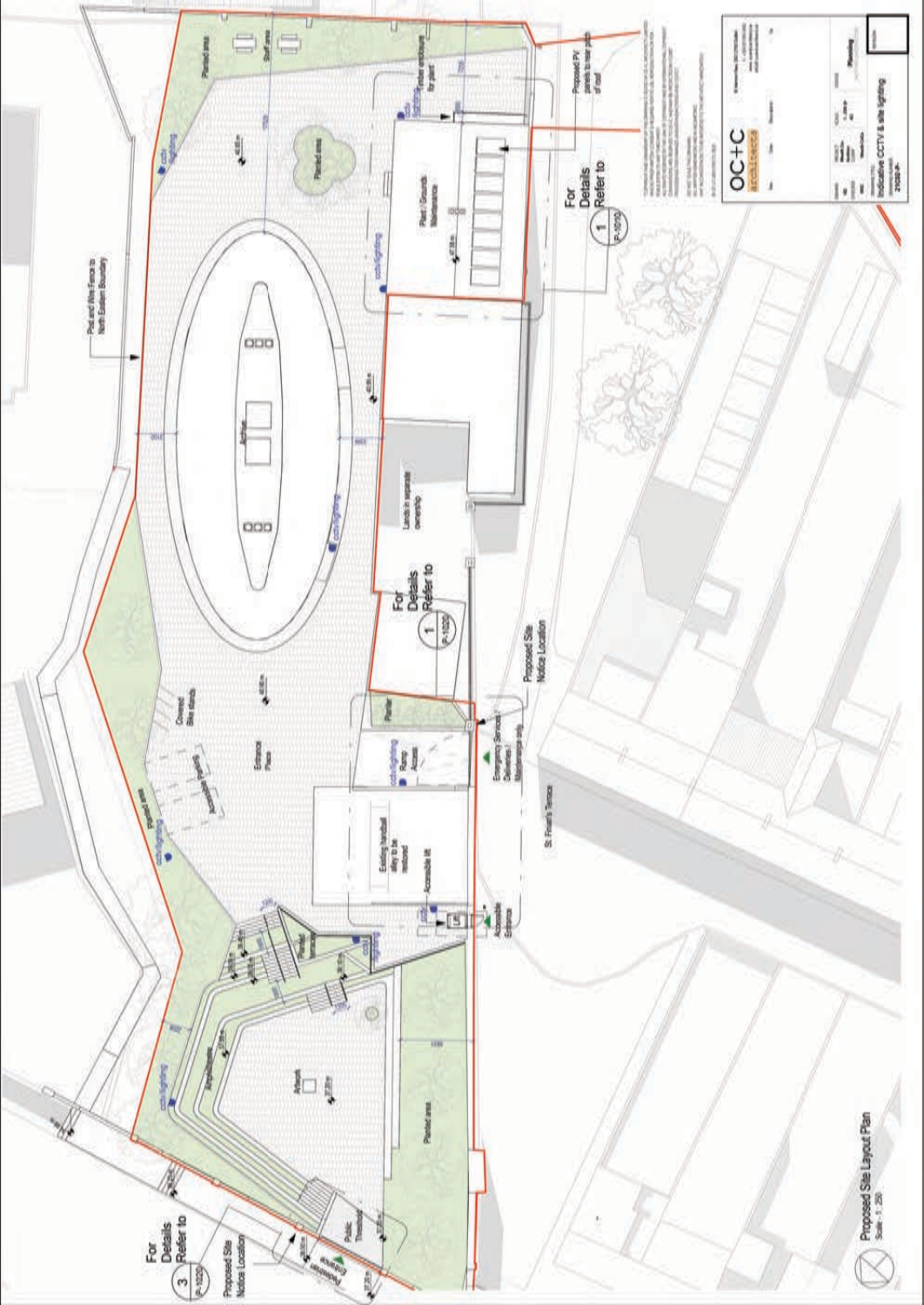Post and Wire Fence to North Eastern Boundary

Planted area

Staff area

Timber enclosure for plant

Proposed PV panels to rear pitch of roof

Planted area

Plant / Grounds Maintenance

For Details Refer to 1 P-1010

cctv/lighting

Land in separate ownership

For Details Refer to 1 P-1020

Proposed Site Notice Location

Covered Bike stands

Entrance Plaza

Accessible Parking

Planted area

Planter

Ramp Access

Emergency Services / Deliveries / Maintenance only

St. Fintan's Terrace

Existing handball alley to be restored

Accessible lift

Accessible Entrance

Planted terrace

Amphitheatre

Artwork

Planted area

Public Thoroughfare

Pedestrian Entrance

For Details Refer to 3 P-1020

Proposed Site Notice Location

Proposed Site Layout Plan

Scale - 1:250

OC+C architects

Planning

Indicative CCTV & site lighting